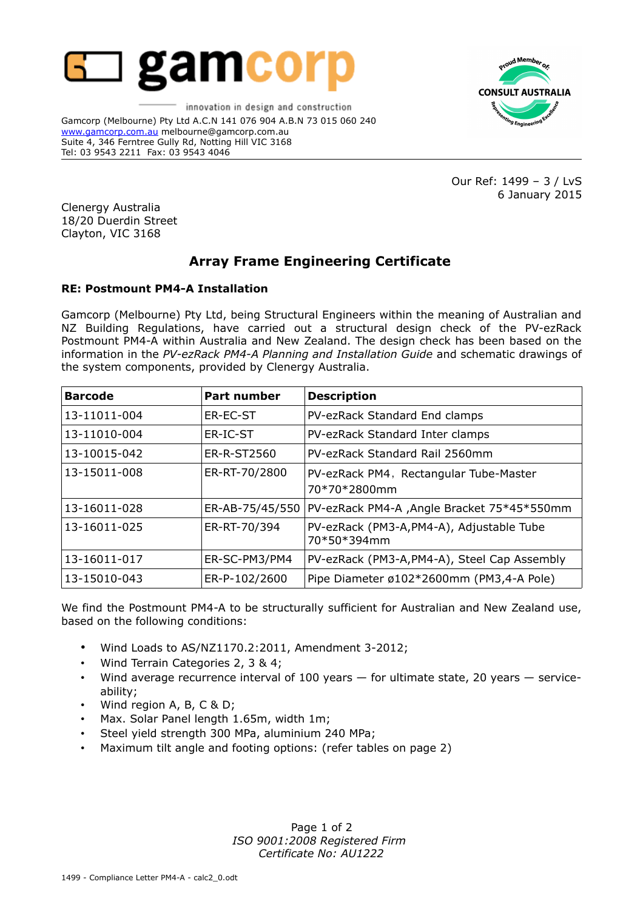gamcorp

innovation in design and construction

Gamcorp (Melbourne) Pty Ltd A.C.N 141 076 904 A.B.N 73 015 060 240
www.gamcorp.com.au melbourne@gamcorp.com.au
Suite 4, 346 Ferntree Gully Rd, Notting Hill VIC 3168
Tel: 03 9543 2211 Fax: 03 9543 4046

Proud Member of: CONSULT AUSTRALIA — Representing Engineering Excellence

Our Ref: 1499 – 3 / LvS
6 January 2015

Clenergy Australia
18/20 Duerdin Street
Clayton, VIC 3168

# Array Frame Engineering Certificate

**RE: Postmount PM4-A Installation**

Gamcorp (Melbourne) Pty Ltd, being Structural Engineers within the meaning of Australian and NZ Building Regulations, have carried out a structural design check of the PV-ezRack Postmount PM4-A within Australia and New Zealand. The design check has been based on the information in the *PV-ezRack PM4-A Planning and Installation Guide* and schematic drawings of the system components, provided by Clenergy Australia.

| Barcode | Part number | Description |
|---|---|---|
| 13-11011-004 | ER-EC-ST | PV-ezRack Standard End clamps |
| 13-11010-004 | ER-IC-ST | PV-ezRack Standard Inter clamps |
| 13-10015-042 | ER-R-ST2560 | PV-ezRack Standard Rail 2560mm |
| 13-15011-008 | ER-RT-70/2800 | PV-ezRack PM4, Rectangular Tube-Master 70*70*2800mm |
| 13-16011-028 | ER-AB-75/45/550 | PV-ezRack PM4-A ,Angle Bracket 75*45*550mm |
| 13-16011-025 | ER-RT-70/394 | PV-ezRack (PM3-A,PM4-A), Adjustable Tube 70*50*394mm |
| 13-16011-017 | ER-SC-PM3/PM4 | PV-ezRack (PM3-A,PM4-A), Steel Cap Assembly |
| 13-15010-043 | ER-P-102/2600 | Pipe Diameter ø102*2600mm (PM3,4-A Pole) |

We find the Postmount PM4-A to be structurally sufficient for Australian and New Zealand use, based on the following conditions:

- Wind Loads to AS/NZ1170.2:2011, Amendment 3-2012;
- Wind Terrain Categories 2, 3 & 4;
- Wind average recurrence interval of 100 years — for ultimate state, 20 years — serviceability;
- Wind region A, B, C & D;
- Max. Solar Panel length 1.65m, width 1m;
- Steel yield strength 300 MPa, aluminium 240 MPa;
- Maximum tilt angle and footing options: (refer tables on page 2)

*ISO 9001:2008 Registered Firm*
*Certificate No: AU1222*

1499 - Compliance Letter PM4-A - calc2_0.odt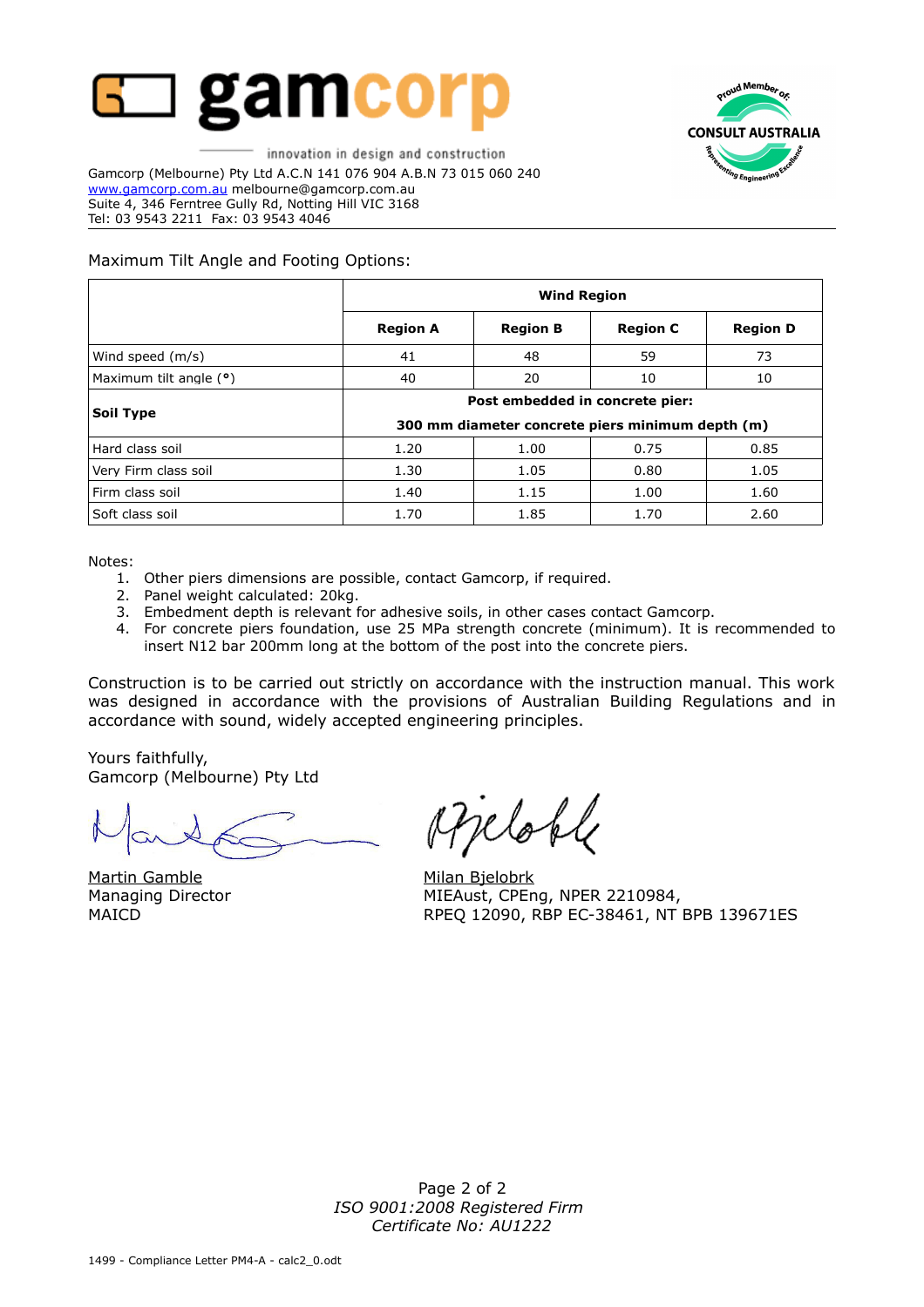# gamcorp

innovation in design and construction

Gamcorp (Melbourne) Pty Ltd A.C.N 141 076 904 A.B.N 73 015 060 240
www.gamcorp.com.au melbourne@gamcorp.com.au
Suite 4, 346 Ferntree Gully Rd, Notting Hill VIC 3168
Tel: 03 9543 2211 Fax: 03 9543 4046

Proud Member of: CONSULT AUSTRALIA – Representing Engineering Excellence

Maximum Tilt Angle and Footing Options:

| | Wind Region | | | |
|---|---|---|---|---|
| | **Region A** | **Region B** | **Region C** | **Region D** |
| Wind speed (m/s) | 41 | 48 | 59 | 73 |
| Maximum tilt angle (°) | 40 | 20 | 10 | 10 |
| **Soil Type** | **Post embedded in concrete pier: 300 mm diameter concrete piers minimum depth (m)** | | | |
| Hard class soil | 1.20 | 1.00 | 0.75 | 0.85 |
| Very Firm class soil | 1.30 | 1.05 | 0.80 | 1.05 |
| Firm class soil | 1.40 | 1.15 | 1.00 | 1.60 |
| Soft class soil | 1.70 | 1.85 | 1.70 | 2.60 |

Notes:

1. Other piers dimensions are possible, contact Gamcorp, if required.
2. Panel weight calculated: 20kg.
3. Embedment depth is relevant for adhesive soils, in other cases contact Gamcorp.
4. For concrete piers foundation, use 25 MPa strength concrete (minimum). It is recommended to insert N12 bar 200mm long at the bottom of the post into the concrete piers.

Construction is to be carried out strictly on accordance with the instruction manual. This work was designed in accordance with the provisions of Australian Building Regulations and in accordance with sound, widely accepted engineering principles.

Yours faithfully,
Gamcorp (Melbourne) Pty Ltd

Martin Gamble
Managing Director
MAICD

Milan Bjelobrk
MIEAust, CPEng, NPER 2210984,
RPEQ 12090, RBP EC-38461, NT BPB 139671ES

*ISO 9001:2008 Registered Firm*
*Certificate No: AU1222*

1499 - Compliance Letter PM4-A - calc2_0.odt